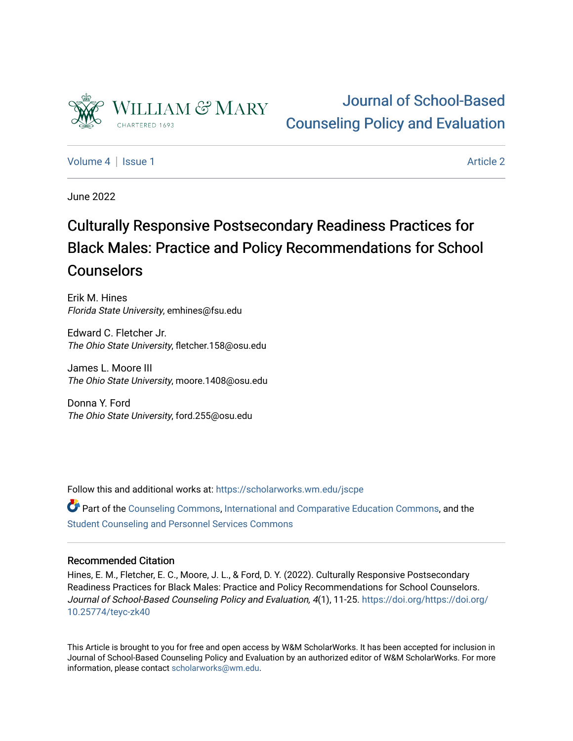William & Mary
CHARTERED 1693

Journal of School-Based Counseling Policy and Evaluation

Volume 4 | Issue 1 — Article 2

June 2022

# Culturally Responsive Postsecondary Readiness Practices for Black Males: Practice and Policy Recommendations for School Counselors

Erik M. Hines
*Florida State University*, emhines@fsu.edu

Edward C. Fletcher Jr.
*The Ohio State University*, fletcher.158@osu.edu

James L. Moore III
*The Ohio State University*, moore.1408@osu.edu

Donna Y. Ford
*The Ohio State University*, ford.255@osu.edu

Follow this and additional works at: https://scholarworks.wm.edu/jscpe

Part of the Counseling Commons, International and Comparative Education Commons, and the Student Counseling and Personnel Services Commons

## Recommended Citation

Hines, E. M., Fletcher, E. C., Moore, J. L., & Ford, D. Y. (2022). Culturally Responsive Postsecondary Readiness Practices for Black Males: Practice and Policy Recommendations for School Counselors. *Journal of School-Based Counseling Policy and Evaluation, 4*(1), 11-25. https://doi.org/https://doi.org/10.25774/teyc-zk40

This Article is brought to you for free and open access by W&M ScholarWorks. It has been accepted for inclusion in Journal of School-Based Counseling Policy and Evaluation by an authorized editor of W&M ScholarWorks. For more information, please contact scholarworks@wm.edu.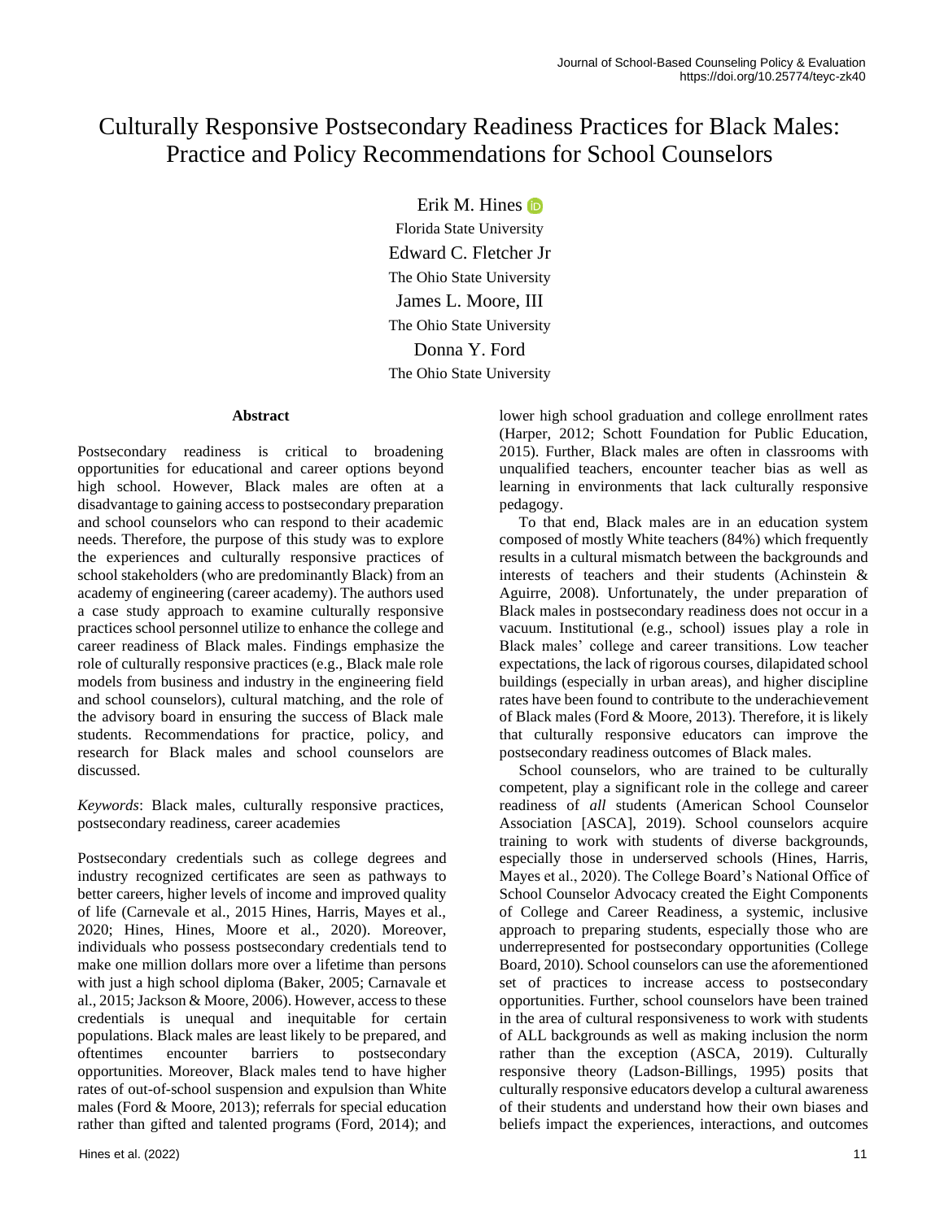# Culturally Responsive Postsecondary Readiness Practices for Black Males: Practice and Policy Recommendations for School Counselors

Erik M. Hines
Florida State University

Edward C. Fletcher Jr
The Ohio State University

James L. Moore, III
The Ohio State University

Donna Y. Ford
The Ohio State University

## Abstract

Postsecondary readiness is critical to broadening opportunities for educational and career options beyond high school. However, Black males are often at a disadvantage to gaining access to postsecondary preparation and school counselors who can respond to their academic needs. Therefore, the purpose of this study was to explore the experiences and culturally responsive practices of school stakeholders (who are predominantly Black) from an academy of engineering (career academy). The authors used a case study approach to examine culturally responsive practices school personnel utilize to enhance the college and career readiness of Black males. Findings emphasize the role of culturally responsive practices (e.g., Black male role models from business and industry in the engineering field and school counselors), cultural matching, and the role of the advisory board in ensuring the success of Black male students. Recommendations for practice, policy, and research for Black males and school counselors are discussed.

*Keywords*: Black males, culturally responsive practices, postsecondary readiness, career academies

Postsecondary credentials such as college degrees and industry recognized certificates are seen as pathways to better careers, higher levels of income and improved quality of life (Carnevale et al., 2015 Hines, Harris, Mayes et al., 2020; Hines, Hines, Moore et al., 2020). Moreover, individuals who possess postsecondary credentials tend to make one million dollars more over a lifetime than persons with just a high school diploma (Baker, 2005; Carnavale et al., 2015; Jackson & Moore, 2006). However, access to these credentials is unequal and inequitable for certain populations. Black males are least likely to be prepared, and oftentimes encounter barriers to postsecondary opportunities. Moreover, Black males tend to have higher rates of out-of-school suspension and expulsion than White males (Ford & Moore, 2013); referrals for special education rather than gifted and talented programs (Ford, 2014); and lower high school graduation and college enrollment rates (Harper, 2012; Schott Foundation for Public Education, 2015). Further, Black males are often in classrooms with unqualified teachers, encounter teacher bias as well as learning in environments that lack culturally responsive pedagogy.

To that end, Black males are in an education system composed of mostly White teachers (84%) which frequently results in a cultural mismatch between the backgrounds and interests of teachers and their students (Achinstein & Aguirre, 2008). Unfortunately, the under preparation of Black males in postsecondary readiness does not occur in a vacuum. Institutional (e.g., school) issues play a role in Black males' college and career transitions. Low teacher expectations, the lack of rigorous courses, dilapidated school buildings (especially in urban areas), and higher discipline rates have been found to contribute to the underachievement of Black males (Ford & Moore, 2013). Therefore, it is likely that culturally responsive educators can improve the postsecondary readiness outcomes of Black males.

School counselors, who are trained to be culturally competent, play a significant role in the college and career readiness of *all* students (American School Counselor Association [ASCA], 2019). School counselors acquire training to work with students of diverse backgrounds, especially those in underserved schools (Hines, Harris, Mayes et al., 2020). The College Board's National Office of School Counselor Advocacy created the Eight Components of College and Career Readiness, a systemic, inclusive approach to preparing students, especially those who are underrepresented for postsecondary opportunities (College Board, 2010). School counselors can use the aforementioned set of practices to increase access to postsecondary opportunities. Further, school counselors have been trained in the area of cultural responsiveness to work with students of ALL backgrounds as well as making inclusion the norm rather than the exception (ASCA, 2019). Culturally responsive theory (Ladson-Billings, 1995) posits that culturally responsive educators develop a cultural awareness of their students and understand how their own biases and beliefs impact the experiences, interactions, and outcomes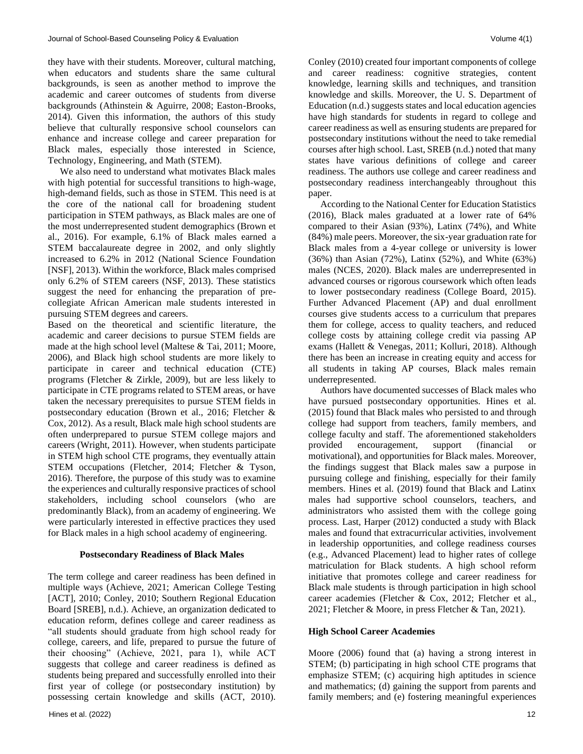they have with their students. Moreover, cultural matching, when educators and students share the same cultural backgrounds, is seen as another method to improve the academic and career outcomes of students from diverse backgrounds (Athinstein & Aguirre, 2008; Easton-Brooks, 2014). Given this information, the authors of this study believe that culturally responsive school counselors can enhance and increase college and career preparation for Black males, especially those interested in Science, Technology, Engineering, and Math (STEM).

We also need to understand what motivates Black males with high potential for successful transitions to high-wage, high-demand fields, such as those in STEM. This need is at the core of the national call for broadening student participation in STEM pathways, as Black males are one of the most underrepresented student demographics (Brown et al., 2016). For example, 6.1% of Black males earned a STEM baccalaureate degree in 2002, and only slightly increased to 6.2% in 2012 (National Science Foundation [NSF], 2013). Within the workforce, Black males comprised only 6.2% of STEM careers (NSF, 2013). These statistics suggest the need for enhancing the preparation of pre-collegiate African American male students interested in pursuing STEM degrees and careers.

Based on the theoretical and scientific literature, the academic and career decisions to pursue STEM fields are made at the high school level (Maltese & Tai, 2011; Moore, 2006), and Black high school students are more likely to participate in career and technical education (CTE) programs (Fletcher & Zirkle, 2009), but are less likely to participate in CTE programs related to STEM areas, or have taken the necessary prerequisites to pursue STEM fields in postsecondary education (Brown et al., 2016; Fletcher & Cox, 2012). As a result, Black male high school students are often underprepared to pursue STEM college majors and careers (Wright, 2011). However, when students participate in STEM high school CTE programs, they eventually attain STEM occupations (Fletcher, 2014; Fletcher & Tyson, 2016). Therefore, the purpose of this study was to examine the experiences and culturally responsive practices of school stakeholders, including school counselors (who are predominantly Black), from an academy of engineering. We were particularly interested in effective practices they used for Black males in a high school academy of engineering.

## Postsecondary Readiness of Black Males

The term college and career readiness has been defined in multiple ways (Achieve, 2021; American College Testing [ACT], 2010; Conley, 2010; Southern Regional Education Board [SREB], n.d.). Achieve, an organization dedicated to education reform, defines college and career readiness as "all students should graduate from high school ready for college, careers, and life, prepared to pursue the future of their choosing" (Achieve, 2021, para 1), while ACT suggests that college and career readiness is defined as students being prepared and successfully enrolled into their first year of college (or postsecondary institution) by possessing certain knowledge and skills (ACT, 2010). Conley (2010) created four important components of college and career readiness: cognitive strategies, content knowledge, learning skills and techniques, and transition knowledge and skills. Moreover, the U. S. Department of Education (n.d.) suggests states and local education agencies have high standards for students in regard to college and career readiness as well as ensuring students are prepared for postsecondary institutions without the need to take remedial courses after high school. Last, SREB (n.d.) noted that many states have various definitions of college and career readiness. The authors use college and career readiness and postsecondary readiness interchangeably throughout this paper.

According to the National Center for Education Statistics (2016), Black males graduated at a lower rate of 64% compared to their Asian (93%), Latinx (74%), and White (84%) male peers. Moreover, the six-year graduation rate for Black males from a 4-year college or university is lower (36%) than Asian (72%), Latinx (52%), and White (63%) males (NCES, 2020). Black males are underrepresented in advanced courses or rigorous coursework which often leads to lower postsecondary readiness (College Board, 2015). Further Advanced Placement (AP) and dual enrollment courses give students access to a curriculum that prepares them for college, access to quality teachers, and reduced college costs by attaining college credit via passing AP exams (Hallett & Venegas, 2011; Kolluri, 2018). Although there has been an increase in creating equity and access for all students in taking AP courses, Black males remain underrepresented.

Authors have documented successes of Black males who have pursued postsecondary opportunities. Hines et al. (2015) found that Black males who persisted to and through college had support from teachers, family members, and college faculty and staff. The aforementioned stakeholders provided encouragement, support (financial or motivational), and opportunities for Black males. Moreover, the findings suggest that Black males saw a purpose in pursuing college and finishing, especially for their family members. Hines et al. (2019) found that Black and Latinx males had supportive school counselors, teachers, and administrators who assisted them with the college going process. Last, Harper (2012) conducted a study with Black males and found that extracurricular activities, involvement in leadership opportunities, and college readiness courses (e.g., Advanced Placement) lead to higher rates of college matriculation for Black students. A high school reform initiative that promotes college and career readiness for Black male students is through participation in high school career academies (Fletcher & Cox, 2012; Fletcher et al., 2021; Fletcher & Moore, in press Fletcher & Tan, 2021).

### High School Career Academies

Moore (2006) found that (a) having a strong interest in STEM; (b) participating in high school CTE programs that emphasize STEM; (c) acquiring high aptitudes in science and mathematics; (d) gaining the support from parents and family members; and (e) fostering meaningful experiences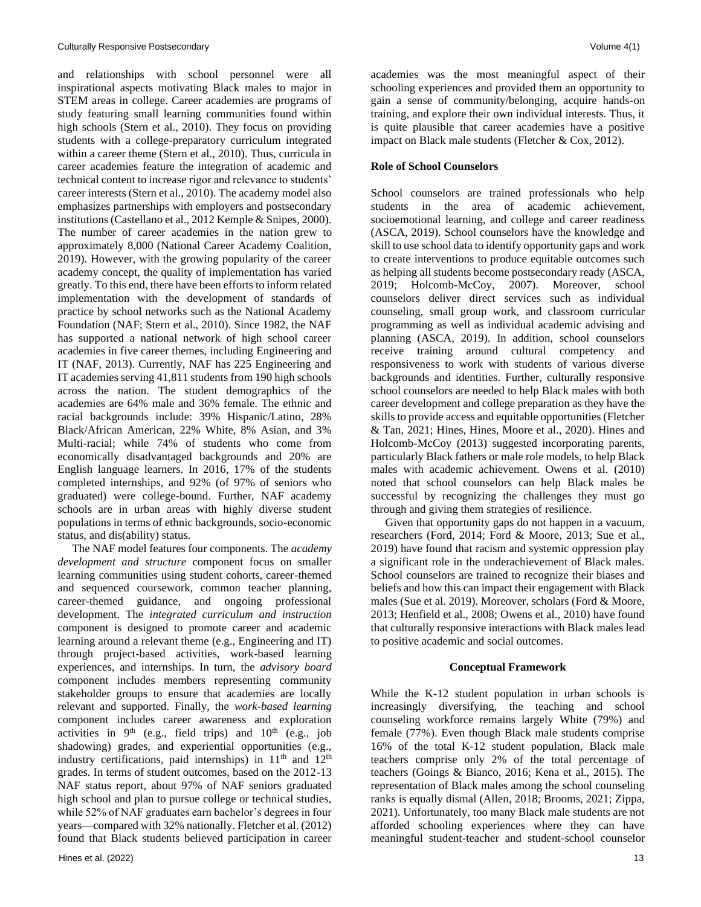and relationships with school personnel were all inspirational aspects motivating Black males to major in STEM areas in college. Career academies are programs of study featuring small learning communities found within high schools (Stern et al., 2010). They focus on providing students with a college-preparatory curriculum integrated within a career theme (Stern et al., 2010). Thus, curricula in career academies feature the integration of academic and technical content to increase rigor and relevance to students' career interests (Stern et al., 2010). The academy model also emphasizes partnerships with employers and postsecondary institutions (Castellano et al., 2012 Kemple & Snipes, 2000). The number of career academies in the nation grew to approximately 8,000 (National Career Academy Coalition, 2019). However, with the growing popularity of the career academy concept, the quality of implementation has varied greatly. To this end, there have been efforts to inform related implementation with the development of standards of practice by school networks such as the National Academy Foundation (NAF; Stern et al., 2010). Since 1982, the NAF has supported a national network of high school career academies in five career themes, including Engineering and IT (NAF, 2013). Currently, NAF has 225 Engineering and IT academies serving 41,811 students from 190 high schools across the nation. The student demographics of the academies are 64% male and 36% female. The ethnic and racial backgrounds include: 39% Hispanic/Latino, 28% Black/African American, 22% White, 8% Asian, and 3% Multi-racial; while 74% of students who come from economically disadvantaged backgrounds and 20% are English language learners. In 2016, 17% of the students completed internships, and 92% (of 97% of seniors who graduated) were college-bound. Further, NAF academy schools are in urban areas with highly diverse student populations in terms of ethnic backgrounds, socio-economic status, and dis(ability) status.

The NAF model features four components. The *academy development and structure* component focus on smaller learning communities using student cohorts, career-themed and sequenced coursework, common teacher planning, career-themed guidance, and ongoing professional development. The *integrated curriculum and instruction* component is designed to promote career and academic learning around a relevant theme (e.g., Engineering and IT) through project-based activities, work-based learning experiences, and internships. In turn, the *advisory board* component includes members representing community stakeholder groups to ensure that academies are locally relevant and supported. Finally, the *work-based learning* component includes career awareness and exploration activities in 9th (e.g., field trips) and 10th (e.g., job shadowing) grades, and experiential opportunities (e.g., industry certifications, paid internships) in 11th and 12th grades. In terms of student outcomes, based on the 2012-13 NAF status report, about 97% of NAF seniors graduated high school and plan to pursue college or technical studies, while 52% of NAF graduates earn bachelor's degrees in four years—compared with 32% nationally. Fletcher et al. (2012) found that Black students believed participation in career academies was the most meaningful aspect of their schooling experiences and provided them an opportunity to gain a sense of community/belonging, acquire hands-on training, and explore their own individual interests. Thus, it is quite plausible that career academies have a positive impact on Black male students (Fletcher & Cox, 2012).

**Role of School Counselors**

School counselors are trained professionals who help students in the area of academic achievement, socioemotional learning, and college and career readiness (ASCA, 2019). School counselors have the knowledge and skill to use school data to identify opportunity gaps and work to create interventions to produce equitable outcomes such as helping all students become postsecondary ready (ASCA, 2019; Holcomb-McCoy, 2007). Moreover, school counselors deliver direct services such as individual counseling, small group work, and classroom curricular programming as well as individual academic advising and planning (ASCA, 2019). In addition, school counselors receive training around cultural competency and responsiveness to work with students of various diverse backgrounds and identities. Further, culturally responsive school counselors are needed to help Black males with both career development and college preparation as they have the skills to provide access and equitable opportunities (Fletcher & Tan, 2021; Hines, Hines, Moore et al., 2020). Hines and Holcomb-McCoy (2013) suggested incorporating parents, particularly Black fathers or male role models, to help Black males with academic achievement. Owens et al. (2010) noted that school counselors can help Black males be successful by recognizing the challenges they must go through and giving them strategies of resilience.

Given that opportunity gaps do not happen in a vacuum, researchers (Ford, 2014; Ford & Moore, 2013; Sue et al., 2019) have found that racism and systemic oppression play a significant role in the underachievement of Black males. School counselors are trained to recognize their biases and beliefs and how this can impact their engagement with Black males (Sue et al. 2019). Moreover, scholars (Ford & Moore, 2013; Henfield et al., 2008; Owens et al., 2010) have found that culturally responsive interactions with Black males lead to positive academic and social outcomes.

## Conceptual Framework

While the K-12 student population in urban schools is increasingly diversifying, the teaching and school counseling workforce remains largely White (79%) and female (77%). Even though Black male students comprise 16% of the total K-12 student population, Black male teachers comprise only 2% of the total percentage of teachers (Goings & Bianco, 2016; Kena et al., 2015). The representation of Black males among the school counseling ranks is equally dismal (Allen, 2018; Brooms, 2021; Zippa, 2021). Unfortunately, too many Black male students are not afforded schooling experiences where they can have meaningful student-teacher and student-school counselor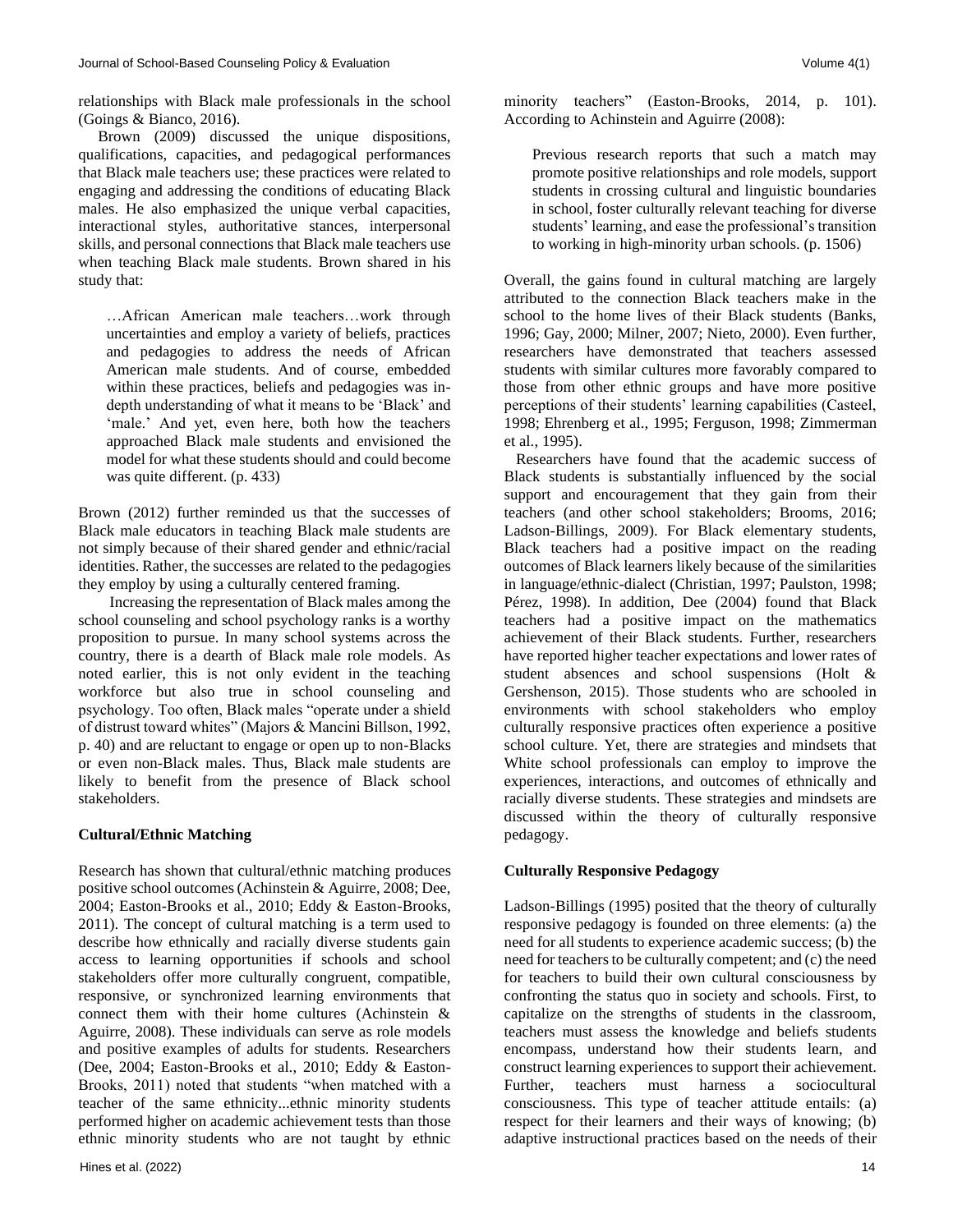relationships with Black male professionals in the school (Goings & Bianco, 2016).

Brown (2009) discussed the unique dispositions, qualifications, capacities, and pedagogical performances that Black male teachers use; these practices were related to engaging and addressing the conditions of educating Black males. He also emphasized the unique verbal capacities, interactional styles, authoritative stances, interpersonal skills, and personal connections that Black male teachers use when teaching Black male students. Brown shared in his study that:

> …African American male teachers…work through uncertainties and employ a variety of beliefs, practices and pedagogies to address the needs of African American male students. And of course, embedded within these practices, beliefs and pedagogies was in-depth understanding of what it means to be 'Black' and 'male.' And yet, even here, both how the teachers approached Black male students and envisioned the model for what these students should and could become was quite different. (p. 433)

Brown (2012) further reminded us that the successes of Black male educators in teaching Black male students are not simply because of their shared gender and ethnic/racial identities. Rather, the successes are related to the pedagogies they employ by using a culturally centered framing.

Increasing the representation of Black males among the school counseling and school psychology ranks is a worthy proposition to pursue. In many school systems across the country, there is a dearth of Black male role models. As noted earlier, this is not only evident in the teaching workforce but also true in school counseling and psychology. Too often, Black males "operate under a shield of distrust toward whites" (Majors & Mancini Billson, 1992, p. 40) and are reluctant to engage or open up to non-Blacks or even non-Black males. Thus, Black male students are likely to benefit from the presence of Black school stakeholders.

**Cultural/Ethnic Matching**

Research has shown that cultural/ethnic matching produces positive school outcomes (Achinstein & Aguirre, 2008; Dee, 2004; Easton-Brooks et al., 2010; Eddy & Easton-Brooks, 2011). The concept of cultural matching is a term used to describe how ethnically and racially diverse students gain access to learning opportunities if schools and school stakeholders offer more culturally congruent, compatible, responsive, or synchronized learning environments that connect them with their home cultures (Achinstein & Aguirre, 2008). These individuals can serve as role models and positive examples of adults for students. Researchers (Dee, 2004; Easton-Brooks et al., 2010; Eddy & Easton-Brooks, 2011) noted that students "when matched with a teacher of the same ethnicity...ethnic minority students performed higher on academic achievement tests than those ethnic minority students who are not taught by ethnic minority teachers" (Easton-Brooks, 2014, p. 101). According to Achinstein and Aguirre (2008):

> Previous research reports that such a match may promote positive relationships and role models, support students in crossing cultural and linguistic boundaries in school, foster culturally relevant teaching for diverse students' learning, and ease the professional's transition to working in high-minority urban schools. (p. 1506)

Overall, the gains found in cultural matching are largely attributed to the connection Black teachers make in the school to the home lives of their Black students (Banks, 1996; Gay, 2000; Milner, 2007; Nieto, 2000). Even further, researchers have demonstrated that teachers assessed students with similar cultures more favorably compared to those from other ethnic groups and have more positive perceptions of their students' learning capabilities (Casteel, 1998; Ehrenberg et al., 1995; Ferguson, 1998; Zimmerman et al., 1995).

Researchers have found that the academic success of Black students is substantially influenced by the social support and encouragement that they gain from their teachers (and other school stakeholders; Brooms, 2016; Ladson-Billings, 2009). For Black elementary students, Black teachers had a positive impact on the reading outcomes of Black learners likely because of the similarities in language/ethnic-dialect (Christian, 1997; Paulston, 1998; Pérez, 1998). In addition, Dee (2004) found that Black teachers had a positive impact on the mathematics achievement of their Black students. Further, researchers have reported higher teacher expectations and lower rates of student absences and school suspensions (Holt & Gershenson, 2015). Those students who are schooled in environments with school stakeholders who employ culturally responsive practices often experience a positive school culture. Yet, there are strategies and mindsets that White school professionals can employ to improve the experiences, interactions, and outcomes of ethnically and racially diverse students. These strategies and mindsets are discussed within the theory of culturally responsive pedagogy.

**Culturally Responsive Pedagogy**

Ladson-Billings (1995) posited that the theory of culturally responsive pedagogy is founded on three elements: (a) the need for all students to experience academic success; (b) the need for teachers to be culturally competent; and (c) the need for teachers to build their own cultural consciousness by confronting the status quo in society and schools. First, to capitalize on the strengths of students in the classroom, teachers must assess the knowledge and beliefs students encompass, understand how their students learn, and construct learning experiences to support their achievement. Further, teachers must harness a sociocultural consciousness. This type of teacher attitude entails: (a) respect for their learners and their ways of knowing; (b) adaptive instructional practices based on the needs of their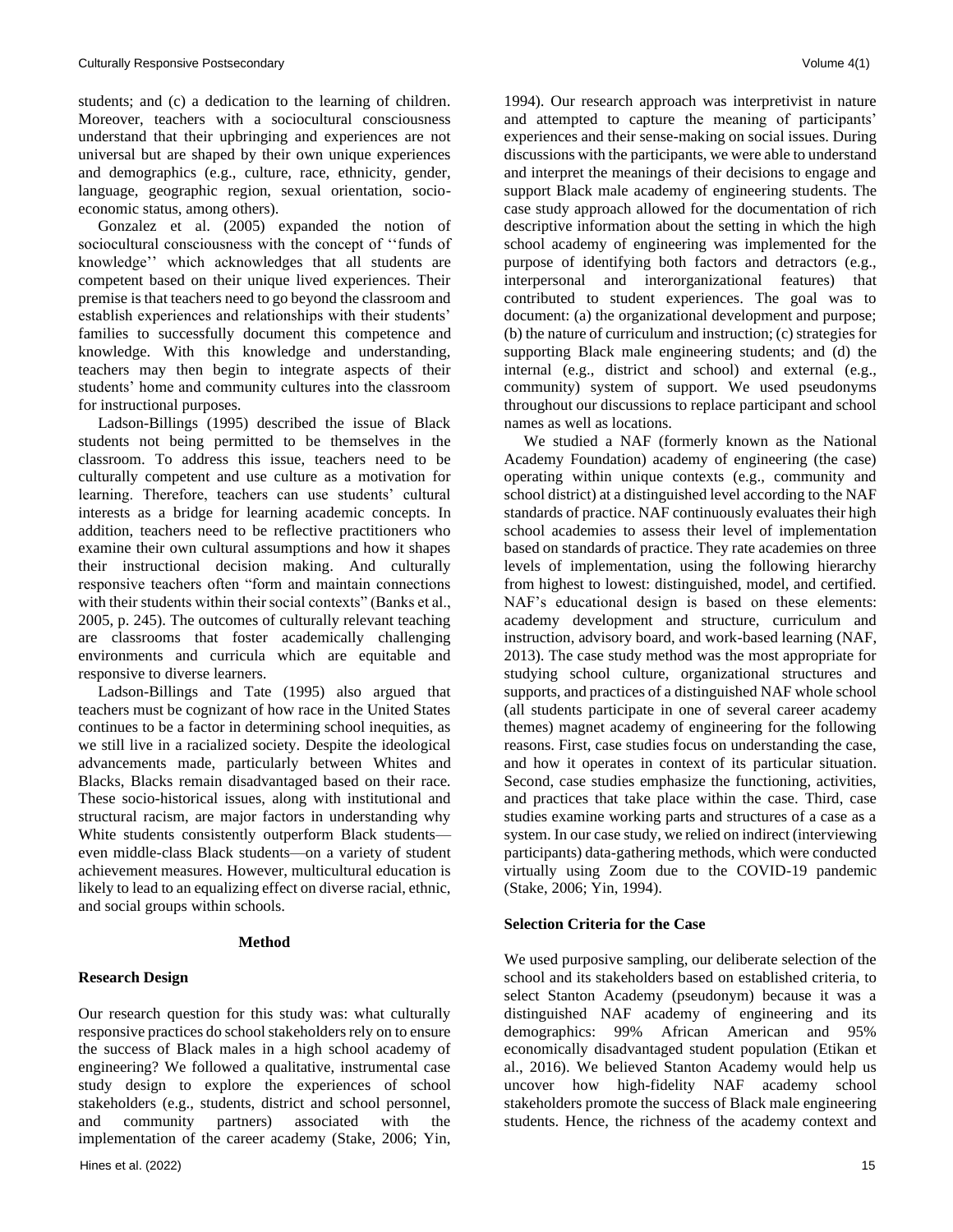students; and (c) a dedication to the learning of children. Moreover, teachers with a sociocultural consciousness understand that their upbringing and experiences are not universal but are shaped by their own unique experiences and demographics (e.g., culture, race, ethnicity, gender, language, geographic region, sexual orientation, socio-economic status, among others).

Gonzalez et al. (2005) expanded the notion of sociocultural consciousness with the concept of ''funds of knowledge'' which acknowledges that all students are competent based on their unique lived experiences. Their premise is that teachers need to go beyond the classroom and establish experiences and relationships with their students' families to successfully document this competence and knowledge. With this knowledge and understanding, teachers may then begin to integrate aspects of their students' home and community cultures into the classroom for instructional purposes.

Ladson-Billings (1995) described the issue of Black students not being permitted to be themselves in the classroom. To address this issue, teachers need to be culturally competent and use culture as a motivation for learning. Therefore, teachers can use students' cultural interests as a bridge for learning academic concepts. In addition, teachers need to be reflective practitioners who examine their own cultural assumptions and how it shapes their instructional decision making. And culturally responsive teachers often "form and maintain connections with their students within their social contexts" (Banks et al., 2005, p. 245). The outcomes of culturally relevant teaching are classrooms that foster academically challenging environments and curricula which are equitable and responsive to diverse learners.

Ladson-Billings and Tate (1995) also argued that teachers must be cognizant of how race in the United States continues to be a factor in determining school inequities, as we still live in a racialized society. Despite the ideological advancements made, particularly between Whites and Blacks, Blacks remain disadvantaged based on their race. These socio-historical issues, along with institutional and structural racism, are major factors in understanding why White students consistently outperform Black students—even middle-class Black students—on a variety of student achievement measures. However, multicultural education is likely to lead to an equalizing effect on diverse racial, ethnic, and social groups within schools.

## Method

### Research Design

Our research question for this study was: what culturally responsive practices do school stakeholders rely on to ensure the success of Black males in a high school academy of engineering? We followed a qualitative, instrumental case study design to explore the experiences of school stakeholders (e.g., students, district and school personnel, and community partners) associated with the implementation of the career academy (Stake, 2006; Yin, 1994). Our research approach was interpretivist in nature and attempted to capture the meaning of participants' experiences and their sense-making on social issues. During discussions with the participants, we were able to understand and interpret the meanings of their decisions to engage and support Black male academy of engineering students. The case study approach allowed for the documentation of rich descriptive information about the setting in which the high school academy of engineering was implemented for the purpose of identifying both factors and detractors (e.g., interpersonal and interorganizational features) that contributed to student experiences. The goal was to document: (a) the organizational development and purpose; (b) the nature of curriculum and instruction; (c) strategies for supporting Black male engineering students; and (d) the internal (e.g., district and school) and external (e.g., community) system of support. We used pseudonyms throughout our discussions to replace participant and school names as well as locations.

We studied a NAF (formerly known as the National Academy Foundation) academy of engineering (the case) operating within unique contexts (e.g., community and school district) at a distinguished level according to the NAF standards of practice. NAF continuously evaluates their high school academies to assess their level of implementation based on standards of practice. They rate academies on three levels of implementation, using the following hierarchy from highest to lowest: distinguished, model, and certified. NAF's educational design is based on these elements: academy development and structure, curriculum and instruction, advisory board, and work-based learning (NAF, 2013). The case study method was the most appropriate for studying school culture, organizational structures and supports, and practices of a distinguished NAF whole school (all students participate in one of several career academy themes) magnet academy of engineering for the following reasons. First, case studies focus on understanding the case, and how it operates in context of its particular situation. Second, case studies emphasize the functioning, activities, and practices that take place within the case. Third, case studies examine working parts and structures of a case as a system. In our case study, we relied on indirect (interviewing participants) data-gathering methods, which were conducted virtually using Zoom due to the COVID-19 pandemic (Stake, 2006; Yin, 1994).

### Selection Criteria for the Case

We used purposive sampling, our deliberate selection of the school and its stakeholders based on established criteria, to select Stanton Academy (pseudonym) because it was a distinguished NAF academy of engineering and its demographics: 99% African American and 95% economically disadvantaged student population (Etikan et al., 2016). We believed Stanton Academy would help us uncover how high-fidelity NAF academy school stakeholders promote the success of Black male engineering students. Hence, the richness of the academy context and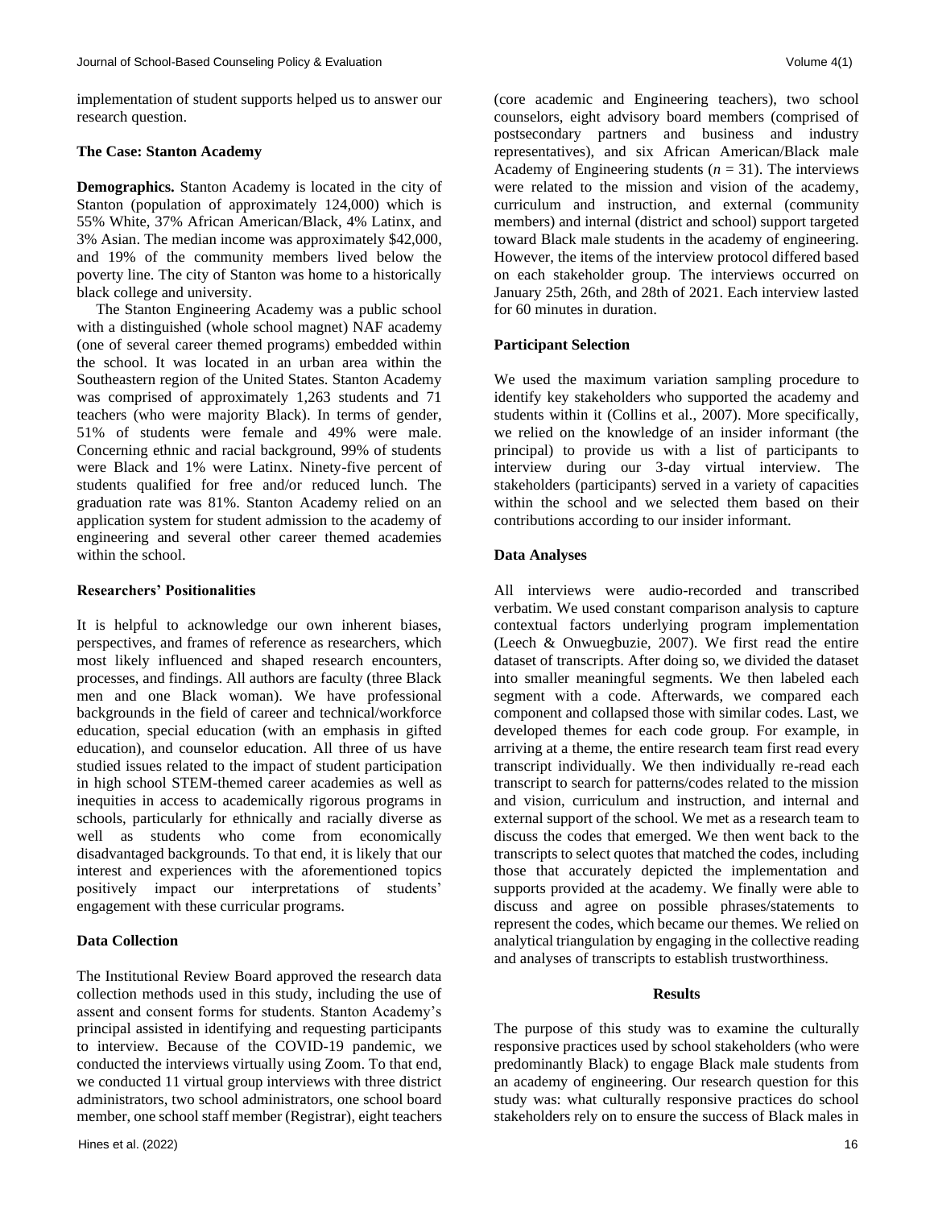implementation of student supports helped us to answer our research question.

### The Case: Stanton Academy

**Demographics.** Stanton Academy is located in the city of Stanton (population of approximately 124,000) which is 55% White, 37% African American/Black, 4% Latinx, and 3% Asian. The median income was approximately $42,000, and 19% of the community members lived below the poverty line. The city of Stanton was home to a historically black college and university.

The Stanton Engineering Academy was a public school with a distinguished (whole school magnet) NAF academy (one of several career themed programs) embedded within the school. It was located in an urban area within the Southeastern region of the United States. Stanton Academy was comprised of approximately 1,263 students and 71 teachers (who were majority Black). In terms of gender, 51% of students were female and 49% were male. Concerning ethnic and racial background, 99% of students were Black and 1% were Latinx. Ninety-five percent of students qualified for free and/or reduced lunch. The graduation rate was 81%. Stanton Academy relied on an application system for student admission to the academy of engineering and several other career themed academies within the school.

### Researchers' Positionalities

It is helpful to acknowledge our own inherent biases, perspectives, and frames of reference as researchers, which most likely influenced and shaped research encounters, processes, and findings. All authors are faculty (three Black men and one Black woman). We have professional backgrounds in the field of career and technical/workforce education, special education (with an emphasis in gifted education), and counselor education. All three of us have studied issues related to the impact of student participation in high school STEM-themed career academies as well as inequities in access to academically rigorous programs in schools, particularly for ethnically and racially diverse as well as students who come from economically disadvantaged backgrounds. To that end, it is likely that our interest and experiences with the aforementioned topics positively impact our interpretations of students' engagement with these curricular programs.

### Data Collection

The Institutional Review Board approved the research data collection methods used in this study, including the use of assent and consent forms for students. Stanton Academy's principal assisted in identifying and requesting participants to interview. Because of the COVID-19 pandemic, we conducted the interviews virtually using Zoom. To that end, we conducted 11 virtual group interviews with three district administrators, two school administrators, one school board member, one school staff member (Registrar), eight teachers (core academic and Engineering teachers), two school counselors, eight advisory board members (comprised of postsecondary partners and business and industry representatives), and six African American/Black male Academy of Engineering students ($n$ = 31). The interviews were related to the mission and vision of the academy, curriculum and instruction, and external (community members) and internal (district and school) support targeted toward Black male students in the academy of engineering. However, the items of the interview protocol differed based on each stakeholder group. The interviews occurred on January 25th, 26th, and 28th of 2021. Each interview lasted for 60 minutes in duration.

### Participant Selection

We used the maximum variation sampling procedure to identify key stakeholders who supported the academy and students within it (Collins et al., 2007). More specifically, we relied on the knowledge of an insider informant (the principal) to provide us with a list of participants to interview during our 3-day virtual interview. The stakeholders (participants) served in a variety of capacities within the school and we selected them based on their contributions according to our insider informant.

### Data Analyses

All interviews were audio-recorded and transcribed verbatim. We used constant comparison analysis to capture contextual factors underlying program implementation (Leech & Onwuegbuzie, 2007). We first read the entire dataset of transcripts. After doing so, we divided the dataset into smaller meaningful segments. We then labeled each segment with a code. Afterwards, we compared each component and collapsed those with similar codes. Last, we developed themes for each code group. For example, in arriving at a theme, the entire research team first read every transcript individually. We then individually re-read each transcript to search for patterns/codes related to the mission and vision, curriculum and instruction, and internal and external support of the school. We met as a research team to discuss the codes that emerged. We then went back to the transcripts to select quotes that matched the codes, including those that accurately depicted the implementation and supports provided at the academy. We finally were able to discuss and agree on possible phrases/statements to represent the codes, which became our themes. We relied on analytical triangulation by engaging in the collective reading and analyses of transcripts to establish trustworthiness.

## Results

The purpose of this study was to examine the culturally responsive practices used by school stakeholders (who were predominantly Black) to engage Black male students from an academy of engineering. Our research question for this study was: what culturally responsive practices do school stakeholders rely on to ensure the success of Black males in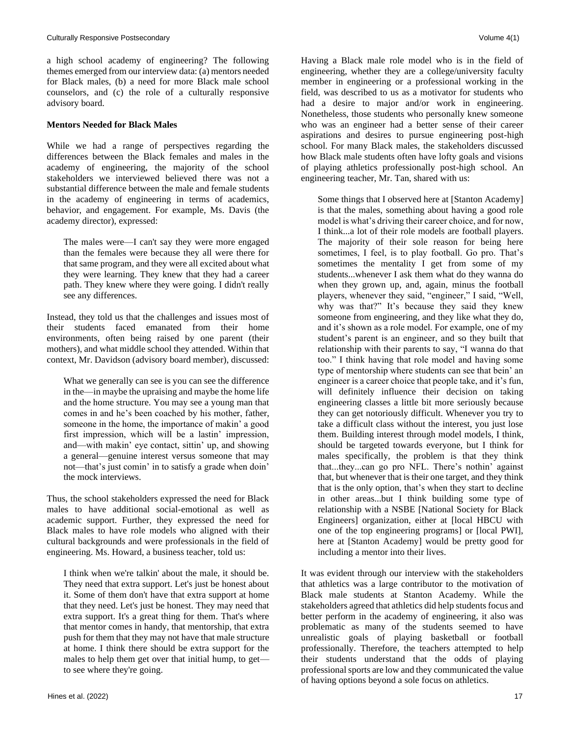a high school academy of engineering? The following themes emerged from our interview data: (a) mentors needed for Black males, (b) a need for more Black male school counselors, and (c) the role of a culturally responsive advisory board.

**Mentors Needed for Black Males**

While we had a range of perspectives regarding the differences between the Black females and males in the academy of engineering, the majority of the school stakeholders we interviewed believed there was not a substantial difference between the male and female students in the academy of engineering in terms of academics, behavior, and engagement. For example, Ms. Davis (the academy director), expressed:

> The males were—I can't say they were more engaged than the females were because they all were there for that same program, and they were all excited about what they were learning. They knew that they had a career path. They knew where they were going. I didn't really see any differences.

Instead, they told us that the challenges and issues most of their students faced emanated from their home environments, often being raised by one parent (their mothers), and what middle school they attended. Within that context, Mr. Davidson (advisory board member), discussed:

> What we generally can see is you can see the difference in the—in maybe the upraising and maybe the home life and the home structure. You may see a young man that comes in and he's been coached by his mother, father, someone in the home, the importance of makin' a good first impression, which will be a lastin' impression, and—with makin' eye contact, sittin' up, and showing a general—genuine interest versus someone that may not—that's just comin' in to satisfy a grade when doin' the mock interviews.

Thus, the school stakeholders expressed the need for Black males to have additional social-emotional as well as academic support. Further, they expressed the need for Black males to have role models who aligned with their cultural backgrounds and were professionals in the field of engineering. Ms. Howard, a business teacher, told us:

> I think when we're talkin' about the male, it should be. They need that extra support. Let's just be honest about it. Some of them don't have that extra support at home that they need. Let's just be honest. They may need that extra support. It's a great thing for them. That's where that mentor comes in handy, that mentorship, that extra push for them that they may not have that male structure at home. I think there should be extra support for the males to help them get over that initial hump, to get—to see where they're going.

Having a Black male role model who is in the field of engineering, whether they are a college/university faculty member in engineering or a professional working in the field, was described to us as a motivator for students who had a desire to major and/or work in engineering. Nonetheless, those students who personally knew someone who was an engineer had a better sense of their career aspirations and desires to pursue engineering post-high school. For many Black males, the stakeholders discussed how Black male students often have lofty goals and visions of playing athletics professionally post-high school. An engineering teacher, Mr. Tan, shared with us:

> Some things that I observed here at [Stanton Academy] is that the males, something about having a good role model is what's driving their career choice, and for now, I think...a lot of their role models are football players. The majority of their sole reason for being here sometimes, I feel, is to play football. Go pro. That's sometimes the mentality I get from some of my students...whenever I ask them what do they wanna do when they grown up, and, again, minus the football players, whenever they said, "engineer," I said, "Well, why was that?" It's because they said they knew someone from engineering, and they like what they do, and it's shown as a role model. For example, one of my student's parent is an engineer, and so they built that relationship with their parents to say, "I wanna do that too." I think having that role model and having some type of mentorship where students can see that bein' an engineer is a career choice that people take, and it's fun, will definitely influence their decision on taking engineering classes a little bit more seriously because they can get notoriously difficult. Whenever you try to take a difficult class without the interest, you just lose them. Building interest through model models, I think, should be targeted towards everyone, but I think for males specifically, the problem is that they think that...they...can go pro NFL. There's nothin' against that, but whenever that is their one target, and they think that is the only option, that's when they start to decline in other areas...but I think building some type of relationship with a NSBE [National Society for Black Engineers] organization, either at [local HBCU with one of the top engineering programs] or [local PWI], here at [Stanton Academy] would be pretty good for including a mentor into their lives.

It was evident through our interview with the stakeholders that athletics was a large contributor to the motivation of Black male students at Stanton Academy. While the stakeholders agreed that athletics did help students focus and better perform in the academy of engineering, it also was problematic as many of the students seemed to have unrealistic goals of playing basketball or football professionally. Therefore, the teachers attempted to help their students understand that the odds of playing professional sports are low and they communicated the value of having options beyond a sole focus on athletics.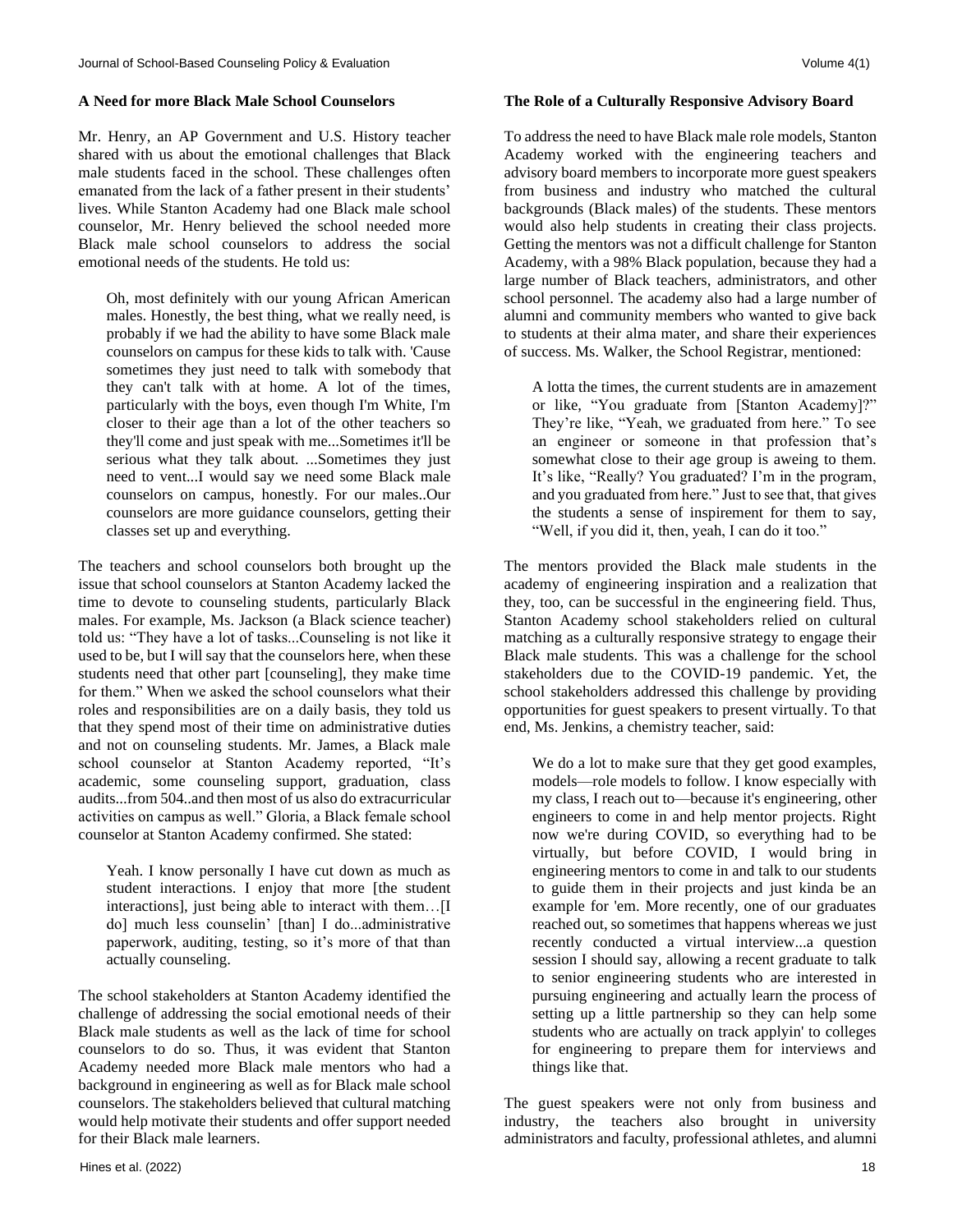### A Need for more Black Male School Counselors

Mr. Henry, an AP Government and U.S. History teacher shared with us about the emotional challenges that Black male students faced in the school. These challenges often emanated from the lack of a father present in their students' lives. While Stanton Academy had one Black male school counselor, Mr. Henry believed the school needed more Black male school counselors to address the social emotional needs of the students. He told us:

> Oh, most definitely with our young African American males. Honestly, the best thing, what we really need, is probably if we had the ability to have some Black male counselors on campus for these kids to talk with. 'Cause sometimes they just need to talk with somebody that they can't talk with at home. A lot of the times, particularly with the boys, even though I'm White, I'm closer to their age than a lot of the other teachers so they'll come and just speak with me...Sometimes it'll be serious what they talk about. ...Sometimes they just need to vent...I would say we need some Black male counselors on campus, honestly. For our males..Our counselors are more guidance counselors, getting their classes set up and everything.

The teachers and school counselors both brought up the issue that school counselors at Stanton Academy lacked the time to devote to counseling students, particularly Black males. For example, Ms. Jackson (a Black science teacher) told us: "They have a lot of tasks...Counseling is not like it used to be, but I will say that the counselors here, when these students need that other part [counseling], they make time for them." When we asked the school counselors what their roles and responsibilities are on a daily basis, they told us that they spend most of their time on administrative duties and not on counseling students. Mr. James, a Black male school counselor at Stanton Academy reported, "It's academic, some counseling support, graduation, class audits...from 504..and then most of us also do extracurricular activities on campus as well." Gloria, a Black female school counselor at Stanton Academy confirmed. She stated:

> Yeah. I know personally I have cut down as much as student interactions. I enjoy that more [the student interactions], just being able to interact with them…[I do] much less counselin' [than] I do...administrative paperwork, auditing, testing, so it's more of that than actually counseling.

The school stakeholders at Stanton Academy identified the challenge of addressing the social emotional needs of their Black male students as well as the lack of time for school counselors to do so. Thus, it was evident that Stanton Academy needed more Black male mentors who had a background in engineering as well as for Black male school counselors. The stakeholders believed that cultural matching would help motivate their students and offer support needed for their Black male learners.

### The Role of a Culturally Responsive Advisory Board

To address the need to have Black male role models, Stanton Academy worked with the engineering teachers and advisory board members to incorporate more guest speakers from business and industry who matched the cultural backgrounds (Black males) of the students. These mentors would also help students in creating their class projects. Getting the mentors was not a difficult challenge for Stanton Academy, with a 98% Black population, because they had a large number of Black teachers, administrators, and other school personnel. The academy also had a large number of alumni and community members who wanted to give back to students at their alma mater, and share their experiences of success. Ms. Walker, the School Registrar, mentioned:

> A lotta the times, the current students are in amazement or like, "You graduate from [Stanton Academy]?" They're like, "Yeah, we graduated from here." To see an engineer or someone in that profession that's somewhat close to their age group is aweing to them. It's like, "Really? You graduated? I'm in the program, and you graduated from here." Just to see that, that gives the students a sense of inspirement for them to say, "Well, if you did it, then, yeah, I can do it too."

The mentors provided the Black male students in the academy of engineering inspiration and a realization that they, too, can be successful in the engineering field. Thus, Stanton Academy school stakeholders relied on cultural matching as a culturally responsive strategy to engage their Black male students. This was a challenge for the school stakeholders due to the COVID-19 pandemic. Yet, the school stakeholders addressed this challenge by providing opportunities for guest speakers to present virtually. To that end, Ms. Jenkins, a chemistry teacher, said:

> We do a lot to make sure that they get good examples, models—role models to follow. I know especially with my class, I reach out to—because it's engineering, other engineers to come in and help mentor projects. Right now we're during COVID, so everything had to be virtually, but before COVID, I would bring in engineering mentors to come in and talk to our students to guide them in their projects and just kinda be an example for 'em. More recently, one of our graduates reached out, so sometimes that happens whereas we just recently conducted a virtual interview...a question session I should say, allowing a recent graduate to talk to senior engineering students who are interested in pursuing engineering and actually learn the process of setting up a little partnership so they can help some students who are actually on track applyin' to colleges for engineering to prepare them for interviews and things like that.

The guest speakers were not only from business and industry, the teachers also brought in university administrators and faculty, professional athletes, and alumni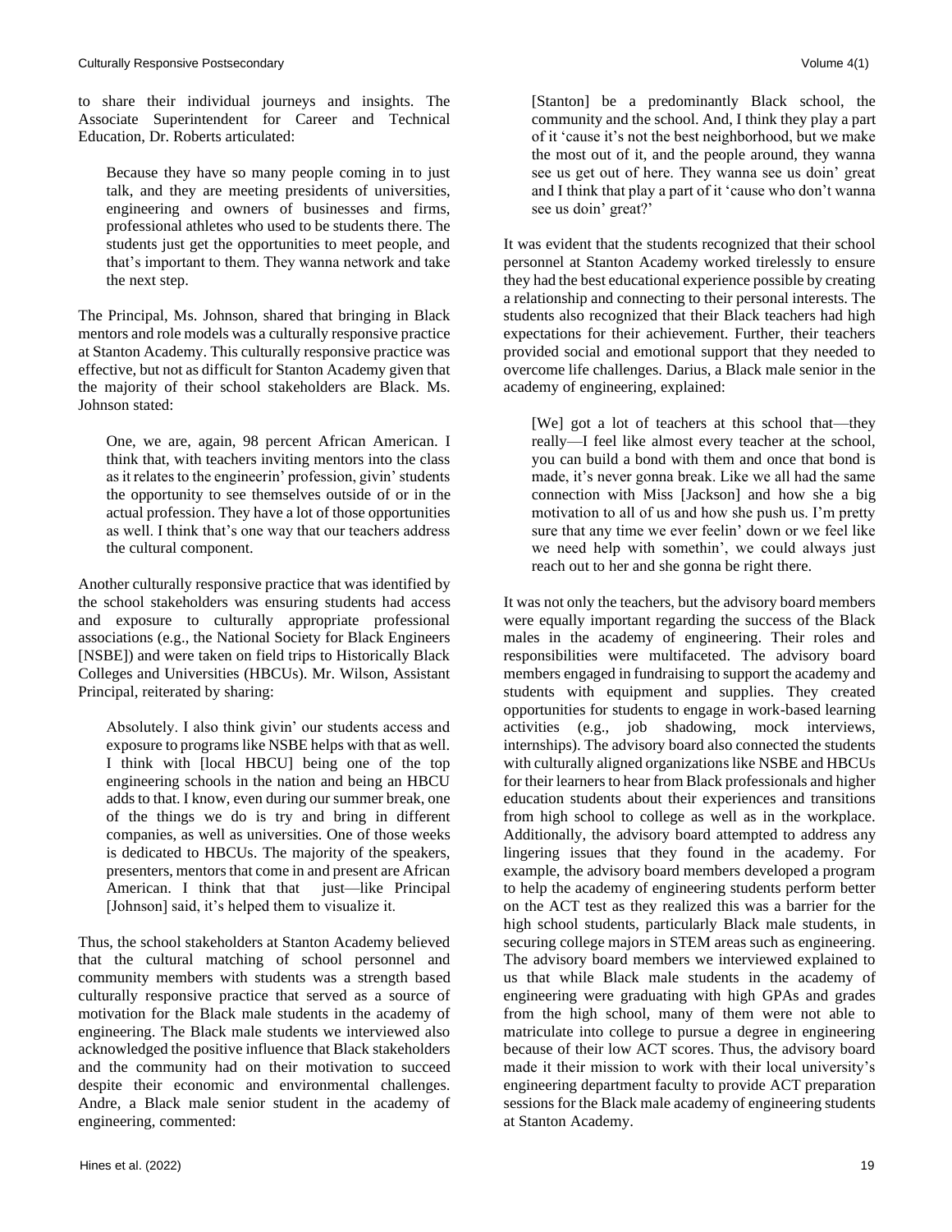to share their individual journeys and insights. The Associate Superintendent for Career and Technical Education, Dr. Roberts articulated:

> Because they have so many people coming in to just talk, and they are meeting presidents of universities, engineering and owners of businesses and firms, professional athletes who used to be students there. The students just get the opportunities to meet people, and that's important to them. They wanna network and take the next step.

The Principal, Ms. Johnson, shared that bringing in Black mentors and role models was a culturally responsive practice at Stanton Academy. This culturally responsive practice was effective, but not as difficult for Stanton Academy given that the majority of their school stakeholders are Black. Ms. Johnson stated:

> One, we are, again, 98 percent African American. I think that, with teachers inviting mentors into the class as it relates to the engineerin' profession, givin' students the opportunity to see themselves outside of or in the actual profession. They have a lot of those opportunities as well. I think that's one way that our teachers address the cultural component.

Another culturally responsive practice that was identified by the school stakeholders was ensuring students had access and exposure to culturally appropriate professional associations (e.g., the National Society for Black Engineers [NSBE]) and were taken on field trips to Historically Black Colleges and Universities (HBCUs). Mr. Wilson, Assistant Principal, reiterated by sharing:

> Absolutely. I also think givin' our students access and exposure to programs like NSBE helps with that as well. I think with [local HBCU] being one of the top engineering schools in the nation and being an HBCU adds to that. I know, even during our summer break, one of the things we do is try and bring in different companies, as well as universities. One of those weeks is dedicated to HBCUs. The majority of the speakers, presenters, mentors that come in and present are African American. I think that that just—like Principal [Johnson] said, it's helped them to visualize it.

Thus, the school stakeholders at Stanton Academy believed that the cultural matching of school personnel and community members with students was a strength based culturally responsive practice that served as a source of motivation for the Black male students in the academy of engineering. The Black male students we interviewed also acknowledged the positive influence that Black stakeholders and the community had on their motivation to succeed despite their economic and environmental challenges. Andre, a Black male senior student in the academy of engineering, commented:

> [Stanton] be a predominantly Black school, the community and the school. And, I think they play a part of it 'cause it's not the best neighborhood, but we make the most out of it, and the people around, they wanna see us get out of here. They wanna see us doin' great and I think that play a part of it 'cause who don't wanna see us doin' great?'

It was evident that the students recognized that their school personnel at Stanton Academy worked tirelessly to ensure they had the best educational experience possible by creating a relationship and connecting to their personal interests. The students also recognized that their Black teachers had high expectations for their achievement. Further, their teachers provided social and emotional support that they needed to overcome life challenges. Darius, a Black male senior in the academy of engineering, explained:

> [We] got a lot of teachers at this school that—they really—I feel like almost every teacher at the school, you can build a bond with them and once that bond is made, it's never gonna break. Like we all had the same connection with Miss [Jackson] and how she a big motivation to all of us and how she push us. I'm pretty sure that any time we ever feelin' down or we feel like we need help with somethin', we could always just reach out to her and she gonna be right there.

It was not only the teachers, but the advisory board members were equally important regarding the success of the Black males in the academy of engineering. Their roles and responsibilities were multifaceted. The advisory board members engaged in fundraising to support the academy and students with equipment and supplies. They created opportunities for students to engage in work-based learning activities (e.g., job shadowing, mock interviews, internships). The advisory board also connected the students with culturally aligned organizations like NSBE and HBCUs for their learners to hear from Black professionals and higher education students about their experiences and transitions from high school to college as well as in the workplace. Additionally, the advisory board attempted to address any lingering issues that they found in the academy. For example, the advisory board members developed a program to help the academy of engineering students perform better on the ACT test as they realized this was a barrier for the high school students, particularly Black male students, in securing college majors in STEM areas such as engineering. The advisory board members we interviewed explained to us that while Black male students in the academy of engineering were graduating with high GPAs and grades from the high school, many of them were not able to matriculate into college to pursue a degree in engineering because of their low ACT scores. Thus, the advisory board made it their mission to work with their local university's engineering department faculty to provide ACT preparation sessions for the Black male academy of engineering students at Stanton Academy.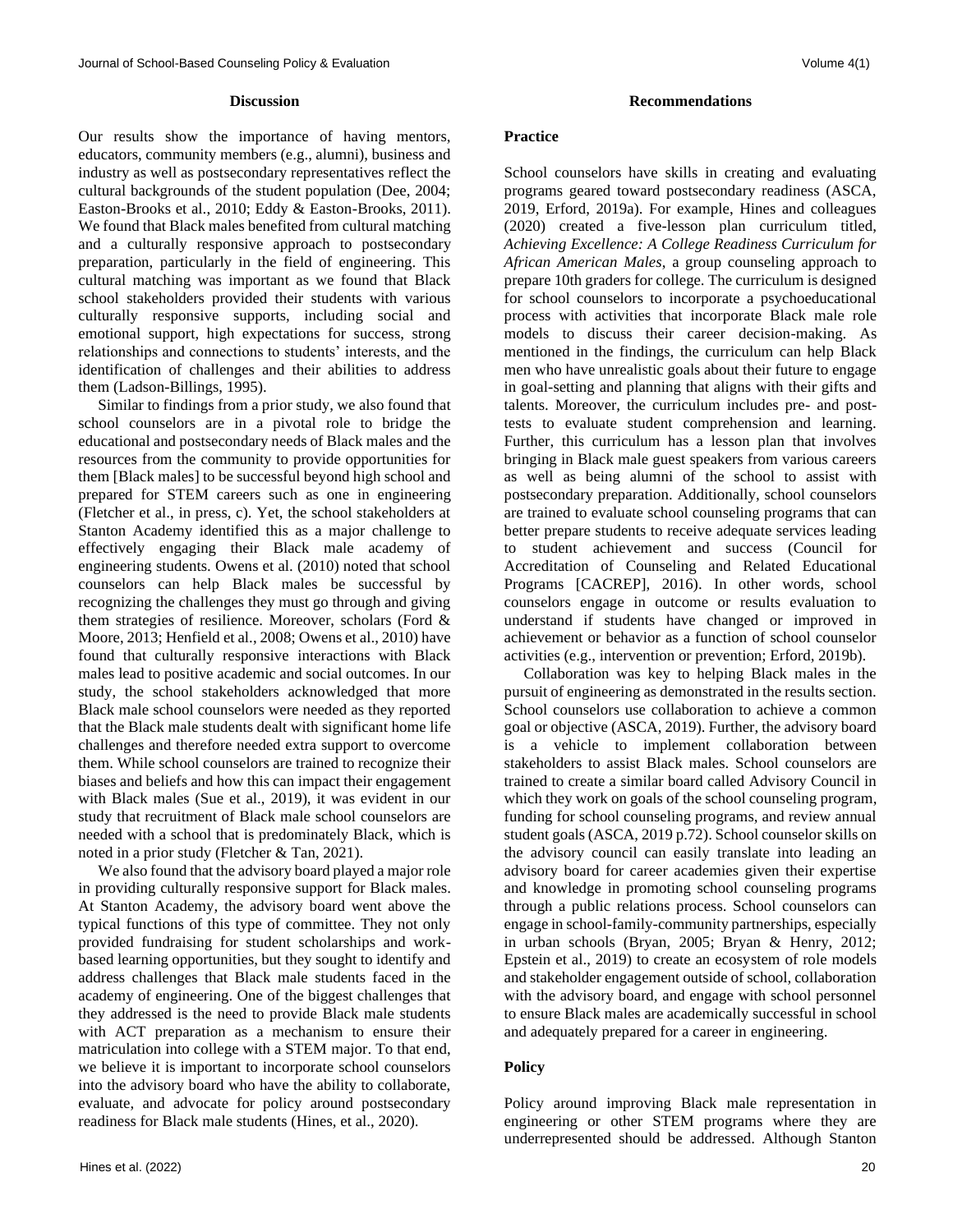## Discussion

Our results show the importance of having mentors, educators, community members (e.g., alumni), business and industry as well as postsecondary representatives reflect the cultural backgrounds of the student population (Dee, 2004; Easton-Brooks et al., 2010; Eddy & Easton-Brooks, 2011). We found that Black males benefited from cultural matching and a culturally responsive approach to postsecondary preparation, particularly in the field of engineering. This cultural matching was important as we found that Black school stakeholders provided their students with various culturally responsive supports, including social and emotional support, high expectations for success, strong relationships and connections to students' interests, and the identification of challenges and their abilities to address them (Ladson-Billings, 1995).

Similar to findings from a prior study, we also found that school counselors are in a pivotal role to bridge the educational and postsecondary needs of Black males and the resources from the community to provide opportunities for them [Black males] to be successful beyond high school and prepared for STEM careers such as one in engineering (Fletcher et al., in press, c). Yet, the school stakeholders at Stanton Academy identified this as a major challenge to effectively engaging their Black male academy of engineering students. Owens et al. (2010) noted that school counselors can help Black males be successful by recognizing the challenges they must go through and giving them strategies of resilience. Moreover, scholars (Ford & Moore, 2013; Henfield et al., 2008; Owens et al., 2010) have found that culturally responsive interactions with Black males lead to positive academic and social outcomes. In our study, the school stakeholders acknowledged that more Black male school counselors were needed as they reported that the Black male students dealt with significant home life challenges and therefore needed extra support to overcome them. While school counselors are trained to recognize their biases and beliefs and how this can impact their engagement with Black males (Sue et al., 2019), it was evident in our study that recruitment of Black male school counselors are needed with a school that is predominately Black, which is noted in a prior study (Fletcher & Tan, 2021).

We also found that the advisory board played a major role in providing culturally responsive support for Black males. At Stanton Academy, the advisory board went above the typical functions of this type of committee. They not only provided fundraising for student scholarships and work-based learning opportunities, but they sought to identify and address challenges that Black male students faced in the academy of engineering. One of the biggest challenges that they addressed is the need to provide Black male students with ACT preparation as a mechanism to ensure their matriculation into college with a STEM major. To that end, we believe it is important to incorporate school counselors into the advisory board who have the ability to collaborate, evaluate, and advocate for policy around postsecondary readiness for Black male students (Hines, et al., 2020).

## Recommendations

### Practice

School counselors have skills in creating and evaluating programs geared toward postsecondary readiness (ASCA, 2019, Erford, 2019a). For example, Hines and colleagues (2020) created a five-lesson plan curriculum titled, *Achieving Excellence: A College Readiness Curriculum for African American Males*, a group counseling approach to prepare 10th graders for college. The curriculum is designed for school counselors to incorporate a psychoeducational process with activities that incorporate Black male role models to discuss their career decision-making. As mentioned in the findings, the curriculum can help Black men who have unrealistic goals about their future to engage in goal-setting and planning that aligns with their gifts and talents. Moreover, the curriculum includes pre- and post-tests to evaluate student comprehension and learning. Further, this curriculum has a lesson plan that involves bringing in Black male guest speakers from various careers as well as being alumni of the school to assist with postsecondary preparation. Additionally, school counselors are trained to evaluate school counseling programs that can better prepare students to receive adequate services leading to student achievement and success (Council for Accreditation of Counseling and Related Educational Programs [CACREP], 2016). In other words, school counselors engage in outcome or results evaluation to understand if students have changed or improved in achievement or behavior as a function of school counselor activities (e.g., intervention or prevention; Erford, 2019b).

Collaboration was key to helping Black males in the pursuit of engineering as demonstrated in the results section. School counselors use collaboration to achieve a common goal or objective (ASCA, 2019). Further, the advisory board is a vehicle to implement collaboration between stakeholders to assist Black males. School counselors are trained to create a similar board called Advisory Council in which they work on goals of the school counseling program, funding for school counseling programs, and review annual student goals (ASCA, 2019 p.72). School counselor skills on the advisory council can easily translate into leading an advisory board for career academies given their expertise and knowledge in promoting school counseling programs through a public relations process. School counselors can engage in school-family-community partnerships, especially in urban schools (Bryan, 2005; Bryan & Henry, 2012; Epstein et al., 2019) to create an ecosystem of role models and stakeholder engagement outside of school, collaboration with the advisory board, and engage with school personnel to ensure Black males are academically successful in school and adequately prepared for a career in engineering.

### Policy

Policy around improving Black male representation in engineering or other STEM programs where they are underrepresented should be addressed. Although Stanton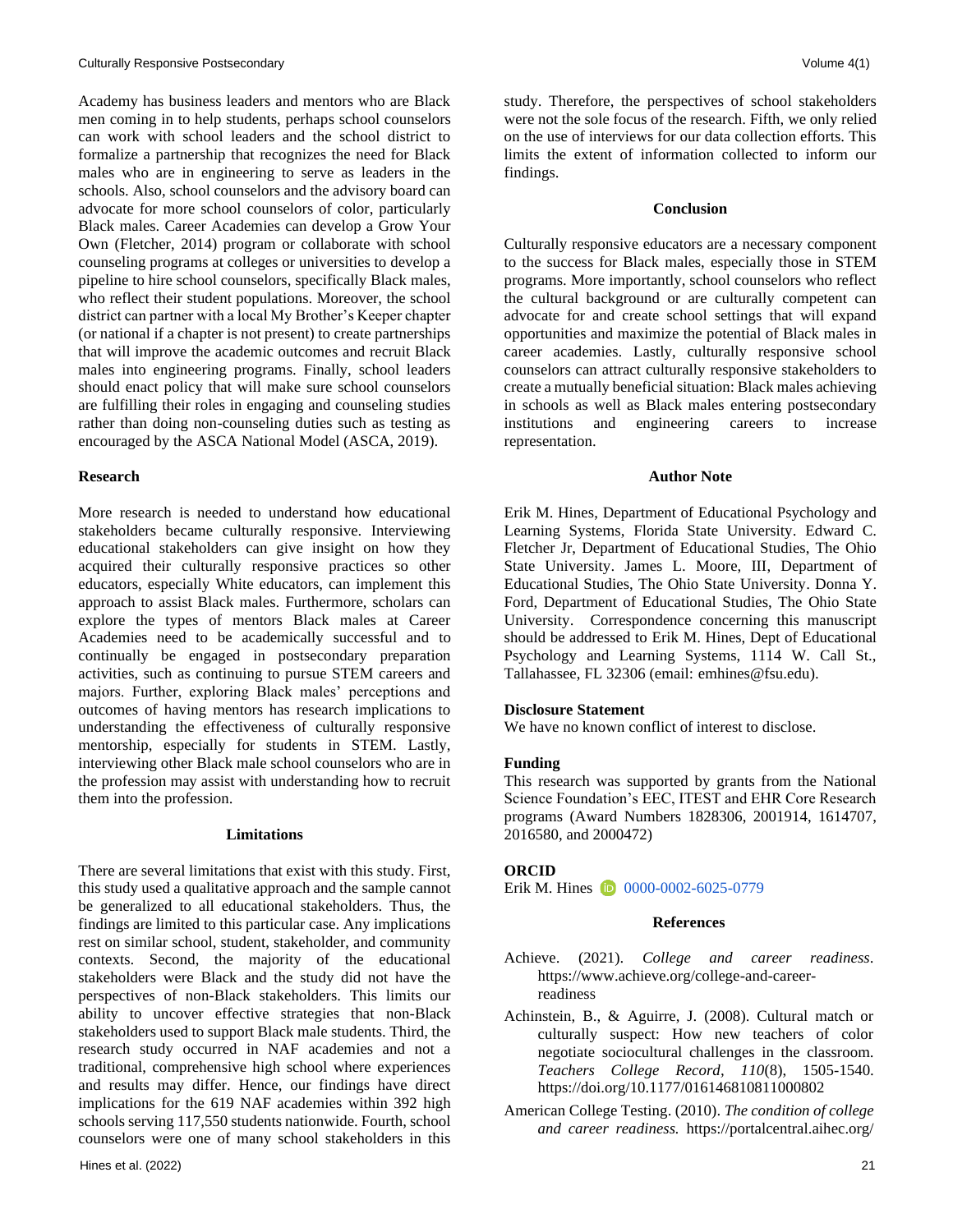Academy has business leaders and mentors who are Black men coming in to help students, perhaps school counselors can work with school leaders and the school district to formalize a partnership that recognizes the need for Black males who are in engineering to serve as leaders in the schools. Also, school counselors and the advisory board can advocate for more school counselors of color, particularly Black males. Career Academies can develop a Grow Your Own (Fletcher, 2014) program or collaborate with school counseling programs at colleges or universities to develop a pipeline to hire school counselors, specifically Black males, who reflect their student populations. Moreover, the school district can partner with a local My Brother's Keeper chapter (or national if a chapter is not present) to create partnerships that will improve the academic outcomes and recruit Black males into engineering programs. Finally, school leaders should enact policy that will make sure school counselors are fulfilling their roles in engaging and counseling studies rather than doing non-counseling duties such as testing as encouraged by the ASCA National Model (ASCA, 2019).

### Research

More research is needed to understand how educational stakeholders became culturally responsive. Interviewing educational stakeholders can give insight on how they acquired their culturally responsive practices so other educators, especially White educators, can implement this approach to assist Black males. Furthermore, scholars can explore the types of mentors Black males at Career Academies need to be academically successful and to continually be engaged in postsecondary preparation activities, such as continuing to pursue STEM careers and majors. Further, exploring Black males' perceptions and outcomes of having mentors has research implications to understanding the effectiveness of culturally responsive mentorship, especially for students in STEM. Lastly, interviewing other Black male school counselors who are in the profession may assist with understanding how to recruit them into the profession.

## Limitations

There are several limitations that exist with this study. First, this study used a qualitative approach and the sample cannot be generalized to all educational stakeholders. Thus, the findings are limited to this particular case. Any implications rest on similar school, student, stakeholder, and community contexts. Second, the majority of the educational stakeholders were Black and the study did not have the perspectives of non-Black stakeholders. This limits our ability to uncover effective strategies that non-Black stakeholders used to support Black male students. Third, the research study occurred in NAF academies and not a traditional, comprehensive high school where experiences and results may differ. Hence, our findings have direct implications for the 619 NAF academies within 392 high schools serving 117,550 students nationwide. Fourth, school counselors were one of many school stakeholders in this study. Therefore, the perspectives of school stakeholders were not the sole focus of the research. Fifth, we only relied on the use of interviews for our data collection efforts. This limits the extent of information collected to inform our findings.

## Conclusion

Culturally responsive educators are a necessary component to the success for Black males, especially those in STEM programs. More importantly, school counselors who reflect the cultural background or are culturally competent can advocate for and create school settings that will expand opportunities and maximize the potential of Black males in career academies. Lastly, culturally responsive school counselors can attract culturally responsive stakeholders to create a mutually beneficial situation: Black males achieving in schools as well as Black males entering postsecondary institutions and engineering careers to increase representation.

## Author Note

Erik M. Hines, Department of Educational Psychology and Learning Systems, Florida State University. Edward C. Fletcher Jr, Department of Educational Studies, The Ohio State University. James L. Moore, III, Department of Educational Studies, The Ohio State University. Donna Y. Ford, Department of Educational Studies, The Ohio State University. Correspondence concerning this manuscript should be addressed to Erik M. Hines, Dept of Educational Psychology and Learning Systems, 1114 W. Call St., Tallahassee, FL 32306 (email: emhines@fsu.edu).

**Disclosure Statement**

We have no known conflict of interest to disclose.

**Funding**

This research was supported by grants from the National Science Foundation's EEC, ITEST and EHR Core Research programs (Award Numbers 1828306, 2001914, 1614707, 2016580, and 2000472)

**ORCID**

Erik M. Hines 0000-0002-6025-0779

## References

Achieve. (2021). *College and career readiness*. https://www.achieve.org/college-and-career-readiness

Achinstein, B., & Aguirre, J. (2008). Cultural match or culturally suspect: How new teachers of color negotiate sociocultural challenges in the classroom. *Teachers College Record*, *110*(8), 1505-1540. https://doi.org/10.1177/016146810811000802

American College Testing. (2010). *The condition of college and career readiness.* https://portalcentral.aihec.org/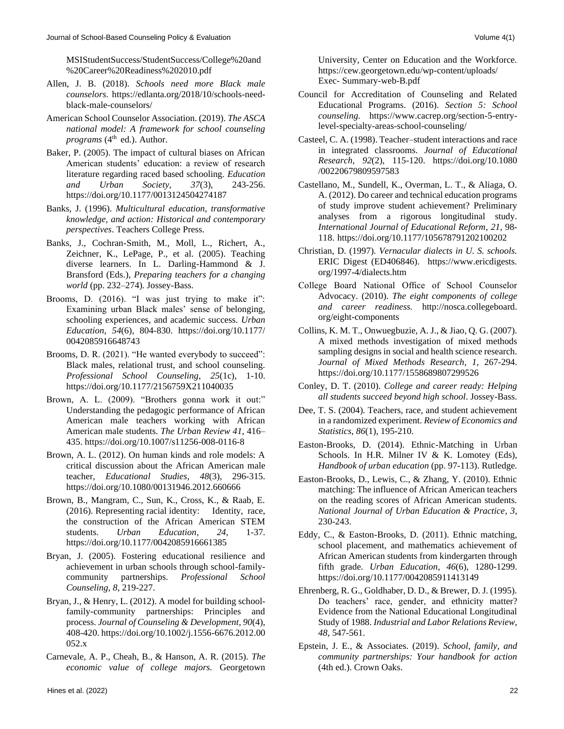MSIStudentSuccess/StudentSuccess/College%20and %20Career%20Readiness%202010.pdf

Allen, J. B. (2018). *Schools need more Black male counselors*. https://edlanta.org/2018/10/schools-need-black-male-counselors/

American School Counselor Association. (2019). *The ASCA national model: A framework for school counseling programs* (4th ed.). Author.

Baker, P. (2005). The impact of cultural biases on African American students' education: a review of research literature regarding raced based schooling. *Education and Urban Society*, *37*(3), 243-256. https://doi.org/10.1177/0013124504274187

Banks, J. (1996). *Multicultural education, transformative knowledge, and action: Historical and contemporary perspectives*. Teachers College Press.

Banks, J., Cochran-Smith, M., Moll, L., Richert, A., Zeichner, K., LePage, P., et al. (2005). Teaching diverse learners. In L. Darling-Hammond & J. Bransford (Eds.), *Preparing teachers for a changing world* (pp. 232–274). Jossey-Bass.

Brooms, D. (2016). "I was just trying to make it": Examining urban Black males' sense of belonging, schooling experiences, and academic success. *Urban Education*, *54*(6), 804-830. https://doi.org/10.1177/0042085916648743

Brooms, D. R. (2021). "He wanted everybody to succeed": Black males, relational trust, and school counseling. *Professional School Counseling*, *25*(1c), 1-10. https://doi.org/10.1177/2156759X211040035

Brown, A. L. (2009). "Brothers gonna work it out:" Understanding the pedagogic performance of African American male teachers working with African American male students. *The Urban Review 41*, 416–435. https://doi.org/10.1007/s11256-008-0116-8

Brown, A. L. (2012). On human kinds and role models: A critical discussion about the African American male teacher, *Educational Studies*, *48*(3), 296-315. https://doi.org/10.1080/00131946.2012.660666

Brown, B., Mangram, C., Sun, K., Cross, K., & Raab, E. (2016). Representing racial identity: Identity, race, the construction of the African American STEM students. *Urban Education*, *24*, 1-37. https://doi.org/10.1177/0042085916661385

Bryan, J. (2005). Fostering educational resilience and achievement in urban schools through school-family-community partnerships. *Professional School Counseling*, *8*, 219-227.

Bryan, J., & Henry, L. (2012). A model for building school-family-community partnerships: Principles and process. *Journal of Counseling & Development*, *90*(4), 408-420. https://doi.org/10.1002/j.1556-6676.2012.00052.x

Carnevale, A. P., Cheah, B., & Hanson, A. R. (2015). *The economic value of college majors.* Georgetown University, Center on Education and the Workforce. https://cew.georgetown.edu/wp-content/uploads/Exec- Summary-web-B.pdf

Council for Accreditation of Counseling and Related Educational Programs. (2016). *Section 5: School counseling.* https://www.cacrep.org/section-5-entry-level-specialty-areas-school-counseling/

Casteel, C. A. (1998). Teacher–student interactions and race in integrated classrooms. *Journal of Educational Research*, *92*(2), 115-120. https://doi.org/10.1080/00220679809597583

Castellano, M., Sundell, K., Overman, L. T., & Aliaga, O. A. (2012). Do career and technical education programs of study improve student achievement? Preliminary analyses from a rigorous longitudinal study. *International Journal of Educational Reform*, *21*, 98-118. https://doi.org/10.1177/105678791202100202

Christian, D. (1997). *Vernacular dialects in U. S. schools.* ERIC Digest (ED406846). https://www.ericdigests.org/1997-4/dialects.htm

College Board National Office of School Counselor Advocacy. (2010). *The eight components of college and career readiness.* http://nosca.collegeboard.org/eight-components

Collins, K. M. T., Onwuegbuzie, A. J., & Jiao, Q. G. (2007). A mixed methods investigation of mixed methods sampling designs in social and health science research. *Journal of Mixed Methods Research*, *1*, 267-294. https://doi.org/10.1177/1558689807299526

Conley, D. T. (2010). *College and career ready: Helping all students succeed beyond high school*. Jossey-Bass.

Dee, T. S. (2004). Teachers, race, and student achievement in a randomized experiment. *Review of Economics and Statistics*, *86*(1), 195-210.

Easton-Brooks, D. (2014). Ethnic-Matching in Urban Schools. In H.R. Milner IV & K. Lomotey (Eds), *Handbook of urban education* (pp. 97-113). Rutledge.

Easton-Brooks, D., Lewis, C., & Zhang, Y. (2010). Ethnic matching: The influence of African American teachers on the reading scores of African American students. *National Journal of Urban Education & Practice*, *3*, 230-243.

Eddy, C., & Easton-Brooks, D. (2011). Ethnic matching, school placement, and mathematics achievement of African American students from kindergarten through fifth grade. *Urban Education*, *46*(6), 1280-1299. https://doi.org/10.1177/0042085911413149

Ehrenberg, R. G., Goldhaber, D. D., & Brewer, D. J. (1995). Do teachers' race, gender, and ethnicity matter? Evidence from the National Educational Longitudinal Study of 1988. *Industrial and Labor Relations Review*, *48*, 547-561.

Epstein, J. E., & Associates. (2019). *School, family, and community partnerships: Your handbook for action* (4th ed.). Crown Oaks.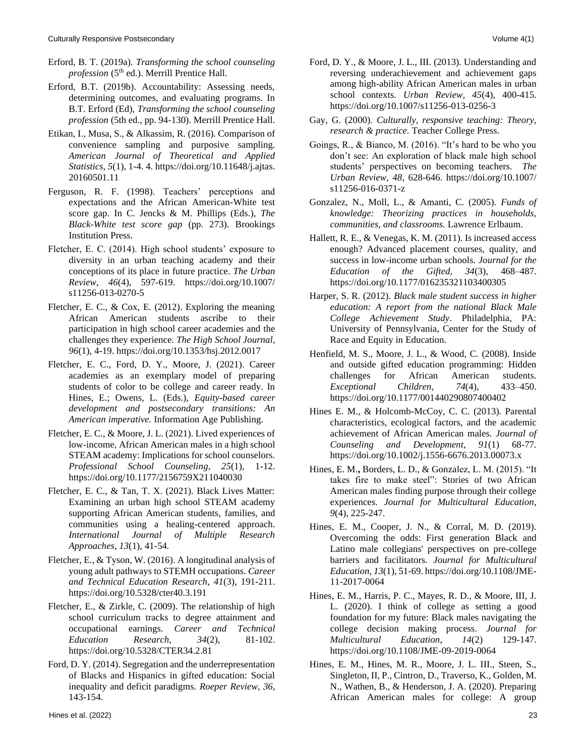Erford, B. T. (2019a). *Transforming the school counseling profession* (5th ed.). Merrill Prentice Hall.

Erford, B.T. (2019b). Accountability: Assessing needs, determining outcomes, and evaluating programs. In B.T. Erford (Ed), *Transforming the school counseling profession* (5th ed., pp. 94-130). Merrill Prentice Hall.

Etikan, I., Musa, S., & Alkassim, R. (2016). Comparison of convenience sampling and purposive sampling. *American Journal of Theoretical and Applied Statistics*, *5*(1), 1-4. 4. https://doi.org/10.11648/j.ajtas.20160501.11

Ferguson, R. F. (1998). Teachers' perceptions and expectations and the African American-White test score gap. In C. Jencks & M. Phillips (Eds.), *The Black-White test score gap* (pp. 273). Brookings Institution Press.

Fletcher, E. C. (2014). High school students' exposure to diversity in an urban teaching academy and their conceptions of its place in future practice. *The Urban Review*, *46*(4), 597-619. https://doi.org/10.1007/s11256-013-0270-5

Fletcher, E. C., & Cox, E. (2012). Exploring the meaning African American students ascribe to their participation in high school career academies and the challenges they experience. *The High School Journal*, *96*(1), 4-19. https://doi.org/10.1353/hsj.2012.0017

Fletcher, E. C., Ford, D. Y., Moore, J. (2021). Career academies as an exemplary model of preparing students of color to be college and career ready. In Hines, E.; Owens, L. (Eds.), *Equity-based career development and postsecondary transitions: An American imperative.* Information Age Publishing.

Fletcher, E. C., & Moore, J. L. (2021). Lived experiences of low-income, African American males in a high school STEAM academy: Implications for school counselors. *Professional School Counseling*, *25*(1), 1-12. https://doi.org/10.1177/2156759X211040030

Fletcher, E. C., & Tan, T. X. (2021). Black Lives Matter: Examining an urban high school STEAM academy supporting African American students, families, and communities using a healing-centered approach. *International Journal of Multiple Research Approaches*, *13*(1), 41-54.

Fletcher, E., & Tyson, W. (2016). A longitudinal analysis of young adult pathways to STEMH occupations. *Career and Technical Education Research*, *41*(3), 191-211. https://doi.org/10.5328/cter40.3.191

Fletcher, E., & Zirkle, C. (2009). The relationship of high school curriculum tracks to degree attainment and occupational earnings. *Career and Technical Education Research*, *34*(2), 81-102. https://doi.org/10.5328/CTER34.2.81

Ford, D. Y. (2014). Segregation and the underrepresentation of Blacks and Hispanics in gifted education: Social inequality and deficit paradigms. *Roeper Review*, *36*, 143-154.

Ford, D. Y., & Moore, J. L., III. (2013). Understanding and reversing underachievement and achievement gaps among high-ability African American males in urban school contexts. *Urban Review, 45*(4), 400-415. https://doi.org/10.1007/s11256-013-0256-3

Gay, G. (2000). *Culturally, responsive teaching: Theory, research & practice*. Teacher College Press.

Goings, R., & Bianco, M. (2016). "It's hard to be who you don't see: An exploration of black male high school students' perspectives on becoming teachers. *The Urban Review, 48*, 628-646. https://doi.org/10.1007/s11256-016-0371-z

Gonzalez, N., Moll, L., & Amanti, C. (2005). *Funds of knowledge: Theorizing practices in households, communities, and classrooms.* Lawrence Erlbaum.

Hallett, R. E., & Venegas, K. M. (2011). Is increased access enough? Advanced placement courses, quality, and success in low-income urban schools. *Journal for the Education of the Gifted, 34*(3), 468–487. https://doi.org/10.1177/016235321103400305

Harper, S. R. (2012). *Black male student success in higher education: A report from the national Black Male College Achievement Study*. Philadelphia, PA: University of Pennsylvania, Center for the Study of Race and Equity in Education.

Henfield, M. S., Moore, J. L., & Wood, C. (2008). Inside and outside gifted education programming: Hidden challenges for African American students. *Exceptional Children*, *74*(4), 433–450. https://doi.org/10.1177/001440290807400402

Hines E. M., & Holcomb-McCoy, C. C. (2013). Parental characteristics, ecological factors, and the academic achievement of African American males. *Journal of Counseling and Development, 91*(1) 68-77. https://doi.org/10.1002/j.1556-6676.2013.00073.x

Hines, E. M.**,** Borders, L. D., & Gonzalez, L. M. (2015). "It takes fire to make steel": Stories of two African American males finding purpose through their college experiences. *Journal for Multicultural Education*, *9*(4), 225-247.

Hines, E. M., Cooper, J. N., & Corral, M. D. (2019). Overcoming the odds: First generation Black and Latino male collegians' perspectives on pre-college barriers and facilitators. *Journal for Multicultural Education, 13*(1), 51-69. https://doi.org/10.1108/JME-11-2017-0064

Hines, E. M., Harris, P. C., Mayes, R. D., & Moore, III, J. L. (2020). I think of college as setting a good foundation for my future: Black males navigating the college decision making process. *Journal for Multicultural Education, 14*(2) 129-147. https://doi.org/10.1108/JME-09-2019-0064

Hines, E. M., Hines, M. R., Moore, J. L. III., Steen, S., Singleton, II, P., Cintron, D., Traverso, K., Golden, M. N., Wathen, B., & Henderson, J. A. (2020). Preparing African American males for college: A group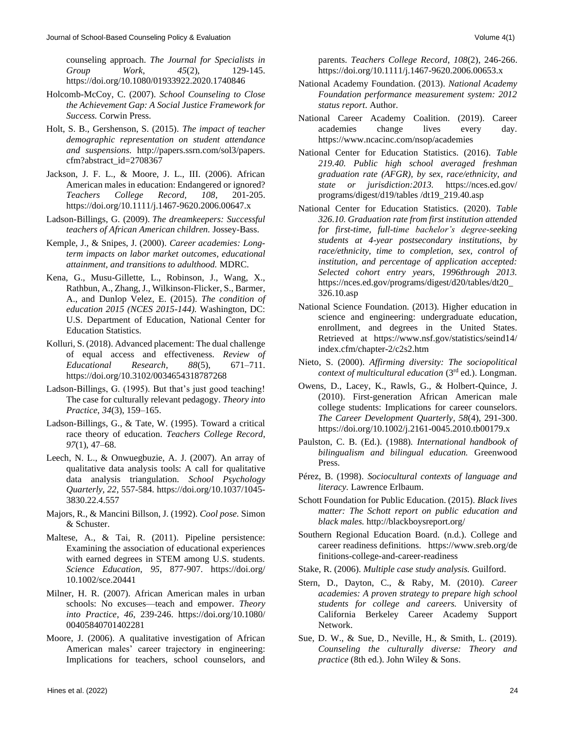counseling approach. *The Journal for Specialists in Group Work*, *45*(2), 129-145. https://doi.org/10.1080/01933922.2020.1740846

Holcomb-McCoy, C. (2007). *School Counseling to Close the Achievement Gap: A Social Justice Framework for Success.* Corwin Press.

Holt, S. B., Gershenson, S. (2015). *The impact of teacher demographic representation on student attendance and suspensions.* http://papers.ssrn.com/sol3/papers.cfm?abstract_id=2708367

Jackson, J. F. L., & Moore, J. L., III. (2006). African American males in education: Endangered or ignored? *Teachers College Record*, *108*, 201-205. https://doi.org/10.1111/j.1467-9620.2006.00647.x

Ladson-Billings, G. (2009). *The dreamkeepers: Successful teachers of African American children.* Jossey-Bass.

Kemple, J., & Snipes, J. (2000). *Career academies: Long-term impacts on labor market outcomes, educational attainment, and transitions to adulthood.* MDRC.

Kena, G., Musu-Gillette, L., Robinson, J., Wang, X., Rathbun, A., Zhang, J., Wilkinson-Flicker, S., Barmer, A., and Dunlop Velez, E. (2015). *The condition of education 2015 (NCES 2015-144).* Washington, DC: U.S. Department of Education, National Center for Education Statistics.

Kolluri, S. (2018). Advanced placement: The dual challenge of equal access and effectiveness. *Review of Educational Research*, *88*(5), 671–711. https://doi.org/10.3102/0034654318787268

Ladson-Billings, G. (1995). But that's just good teaching! The case for culturally relevant pedagogy. *Theory into Practice*, *34*(3), 159–165.

Ladson-Billings, G., & Tate, W. (1995). Toward a critical race theory of education. *Teachers College Record*, *97*(1), 47–68.

Leech, N. L., & Onwuegbuzie, A. J. (2007). An array of qualitative data analysis tools: A call for qualitative data analysis triangulation. *School Psychology Quarterly*, *22*, 557-584. https://doi.org/10.1037/1045-3830.22.4.557

Majors, R., & Mancini Billson, J. (1992). *Cool pose.* Simon & Schuster.

Maltese, A., & Tai, R. (2011). Pipeline persistence: Examining the association of educational experiences with earned degrees in STEM among U.S. students. *Science Education*, *95*, 877-907. https://doi.org/10.1002/sce.20441

Milner, H. R. (2007). African American males in urban schools: No excuses—teach and empower. *Theory into Practice*, *46*, 239-246. https://doi.org/10.1080/00405840701402281

Moore, J. (2006). A qualitative investigation of African American males' career trajectory in engineering: Implications for teachers, school counselors, and parents. *Teachers College Record*, *108*(2), 246-266. https://doi.org/10.1111/j.1467-9620.2006.00653.x

National Academy Foundation. (2013). *National Academy Foundation performance measurement system: 2012 status report*. Author.

National Career Academy Coalition. (2019). Career academies change lives every day. https://www.ncacinc.com/nsop/academies

National Center for Education Statistics. (2016). *Table 219.40. Public high school averaged freshman graduation rate (AFGR), by sex, race/ethnicity, and state or jurisdiction:2013.* https://nces.ed.gov/programs/digest/d19/tables /dt19_219.40.asp

National Center for Education Statistics. (2020). *Table 326.10. Graduation rate from first institution attended for first-time, full-time bachelor's degree-seeking students at 4-year postsecondary institutions, by race/ethnicity, time to completion, sex, control of institution, and percentage of application accepted: Selected cohort entry years, 1996through 2013.* https://nces.ed.gov/programs/digest/d20/tables/dt20_326.10.asp

National Science Foundation. (2013). Higher education in science and engineering: undergraduate education, enrollment, and degrees in the United States. Retrieved at https://www.nsf.gov/statistics/seind14/index.cfm/chapter-2/c2s2.htm

Nieto, S. (2000). *Affirming diversity: The sociopolitical context of multicultural education* (3rd ed.). Longman.

Owens, D., Lacey, K., Rawls, G., & Holbert-Quince, J. (2010). First-generation African American male college students: Implications for career counselors. *The Career Development Quarterly*, *58*(4), 291-300. https://doi.org/10.1002/j.2161-0045.2010.tb00179.x

Paulston, C. B. (Ed.). (1988). *International handbook of bilingualism and bilingual education.* Greenwood Press.

Pérez, B. (1998). *Sociocultural contexts of language and literacy.* Lawrence Erlbaum.

Schott Foundation for Public Education. (2015). *Black lives matter: The Schott report on public education and black males.* http://blackboysreport.org/

Southern Regional Education Board. (n.d.). College and career readiness definitions. https://www.sreb.org/definitions-college-and-career-readiness

Stake, R. (2006). *Multiple case study analysis.* Guilford.

Stern, D., Dayton, C., & Raby, M. (2010). *Career academies: A proven strategy to prepare high school students for college and careers.* University of California Berkeley Career Academy Support Network.

Sue, D. W., & Sue, D., Neville, H., & Smith, L. (2019). *Counseling the culturally diverse: Theory and practice* (8th ed.). John Wiley & Sons.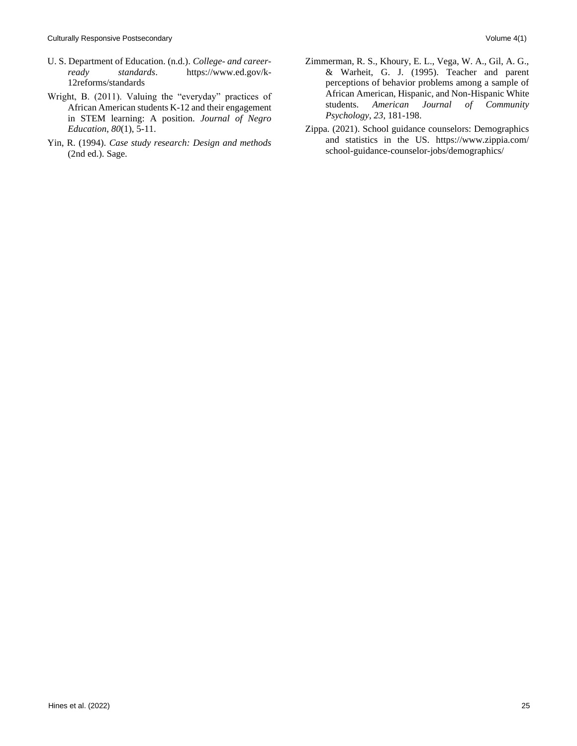U. S. Department of Education. (n.d.). *College- and career-ready standards*. https://www.ed.gov/k-12reforms/standards

Wright, B. (2011). Valuing the "everyday" practices of African American students K-12 and their engagement in STEM learning: A position. *Journal of Negro Education*, *80*(1), 5-11.

Yin, R. (1994). *Case study research: Design and methods* (2nd ed.). Sage.

Zimmerman, R. S., Khoury, E. L., Vega, W. A., Gil, A. G., & Warheit, G. J. (1995). Teacher and parent perceptions of behavior problems among a sample of African American, Hispanic, and Non-Hispanic White students. *American Journal of Community Psychology*, *23*, 181-198.

Zippa. (2021). School guidance counselors: Demographics and statistics in the US. https://www.zippia.com/school-guidance-counselor-jobs/demographics/